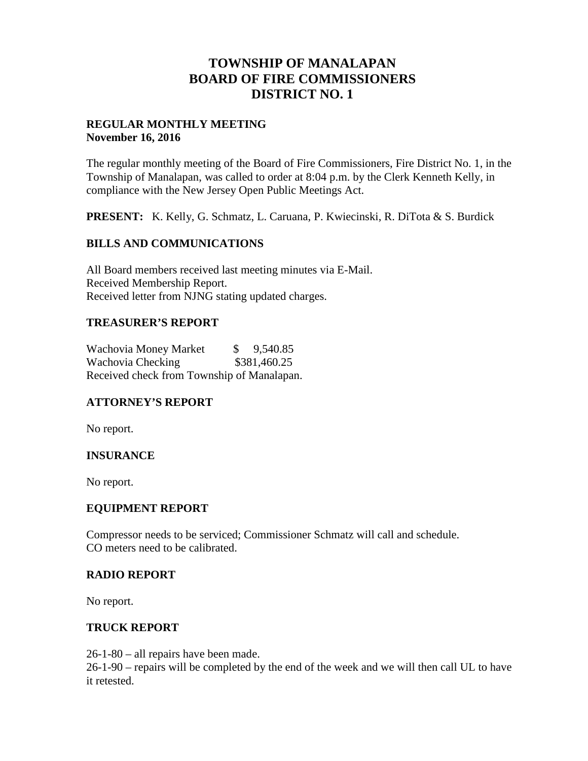# TOWNSHIP OF MANALAPAN
# BOARD OF FIRE COMMISSIONERS
# DISTRICT NO. 1

**REGULAR MONTHLY MEETING**
**November 16, 2016**

The regular monthly meeting of the Board of Fire Commissioners, Fire District No. 1, in the Township of Manalapan, was called to order at 8:04 p.m. by the Clerk Kenneth Kelly, in compliance with the New Jersey Open Public Meetings Act.

**PRESENT:** K. Kelly, G. Schmatz, L. Caruana, P. Kwiecinski, R. DiTota & S. Burdick

## BILLS AND COMMUNICATIONS

All Board members received last meeting minutes via E-Mail.
Received Membership Report.
Received letter from NJNG stating updated charges.

## TREASURER'S REPORT

Wachovia Money Market $ 9,540.85
Wachovia Checking $381,460.25
Received check from Township of Manalapan.

## ATTORNEY'S REPORT

No report.

## INSURANCE

No report.

## EQUIPMENT REPORT

Compressor needs to be serviced; Commissioner Schmatz will call and schedule.
CO meters need to be calibrated.

## RADIO REPORT

No report.

## TRUCK REPORT

26-1-80 – all repairs have been made.
26-1-90 – repairs will be completed by the end of the week and we will then call UL to have it retested.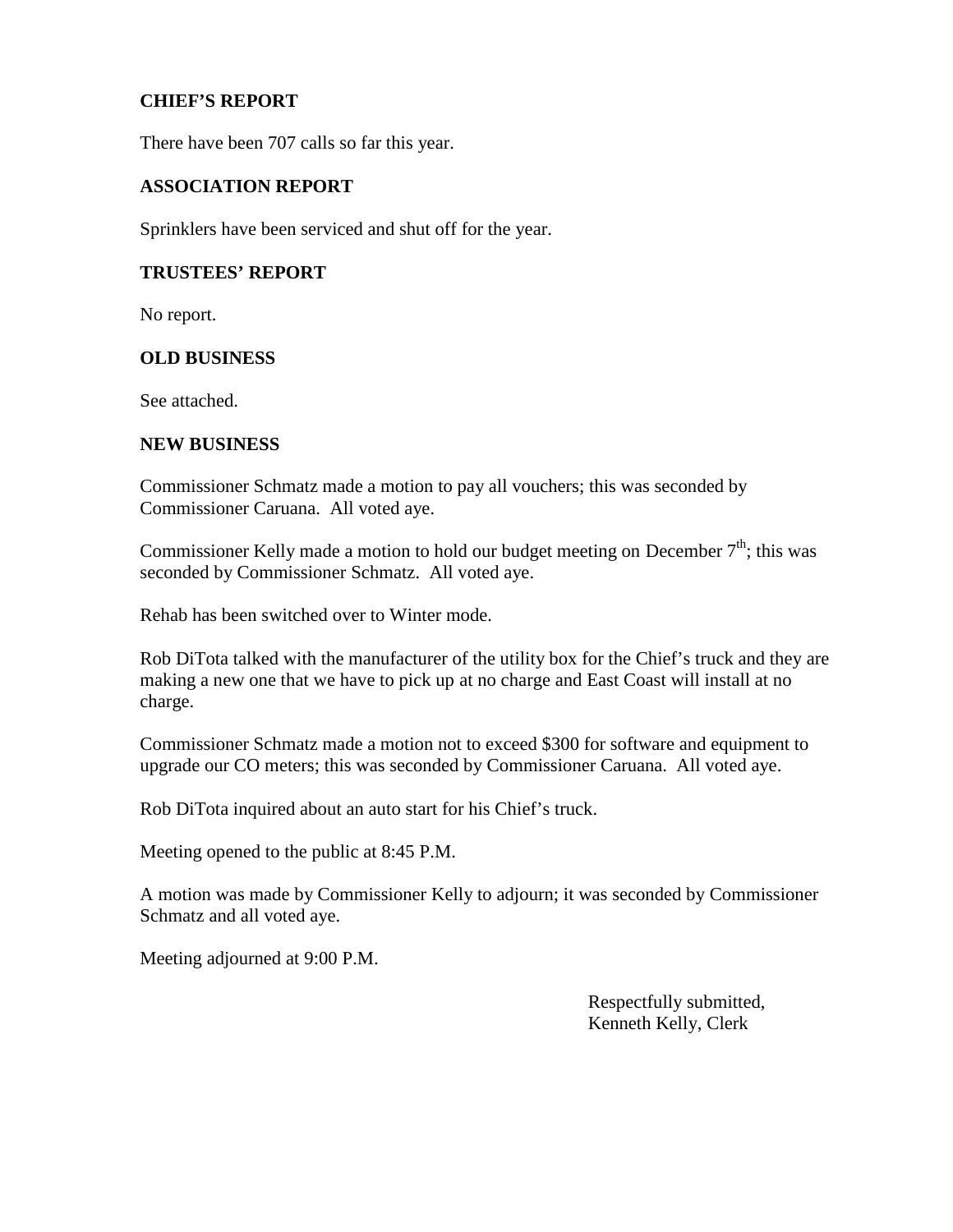## CHIEF'S REPORT

There have been 707 calls so far this year.

## ASSOCIATION REPORT

Sprinklers have been serviced and shut off for the year.

## TRUSTEES' REPORT

No report.

## OLD BUSINESS

See attached.

## NEW BUSINESS

Commissioner Schmatz made a motion to pay all vouchers; this was seconded by Commissioner Caruana. All voted aye.

Commissioner Kelly made a motion to hold our budget meeting on December 7th; this was seconded by Commissioner Schmatz. All voted aye.

Rehab has been switched over to Winter mode.

Rob DiTota talked with the manufacturer of the utility box for the Chief's truck and they are making a new one that we have to pick up at no charge and East Coast will install at no charge.

Commissioner Schmatz made a motion not to exceed $300 for software and equipment to upgrade our CO meters; this was seconded by Commissioner Caruana. All voted aye.

Rob DiTota inquired about an auto start for his Chief's truck.

Meeting opened to the public at 8:45 P.M.

A motion was made by Commissioner Kelly to adjourn; it was seconded by Commissioner Schmatz and all voted aye.

Meeting adjourned at 9:00 P.M.

Respectfully submitted,
Kenneth Kelly, Clerk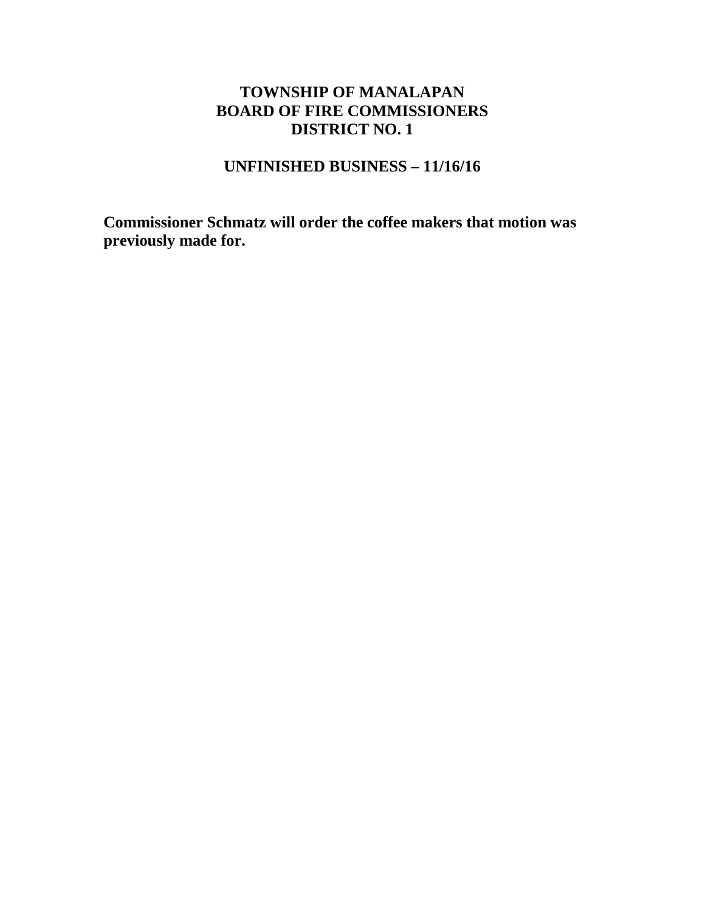# TOWNSHIP OF MANALAPAN
# BOARD OF FIRE COMMISSIONERS
# DISTRICT NO. 1

## UNFINISHED BUSINESS – 11/16/16

**Commissioner Schmatz will order the coffee makers that motion was previously made for.**